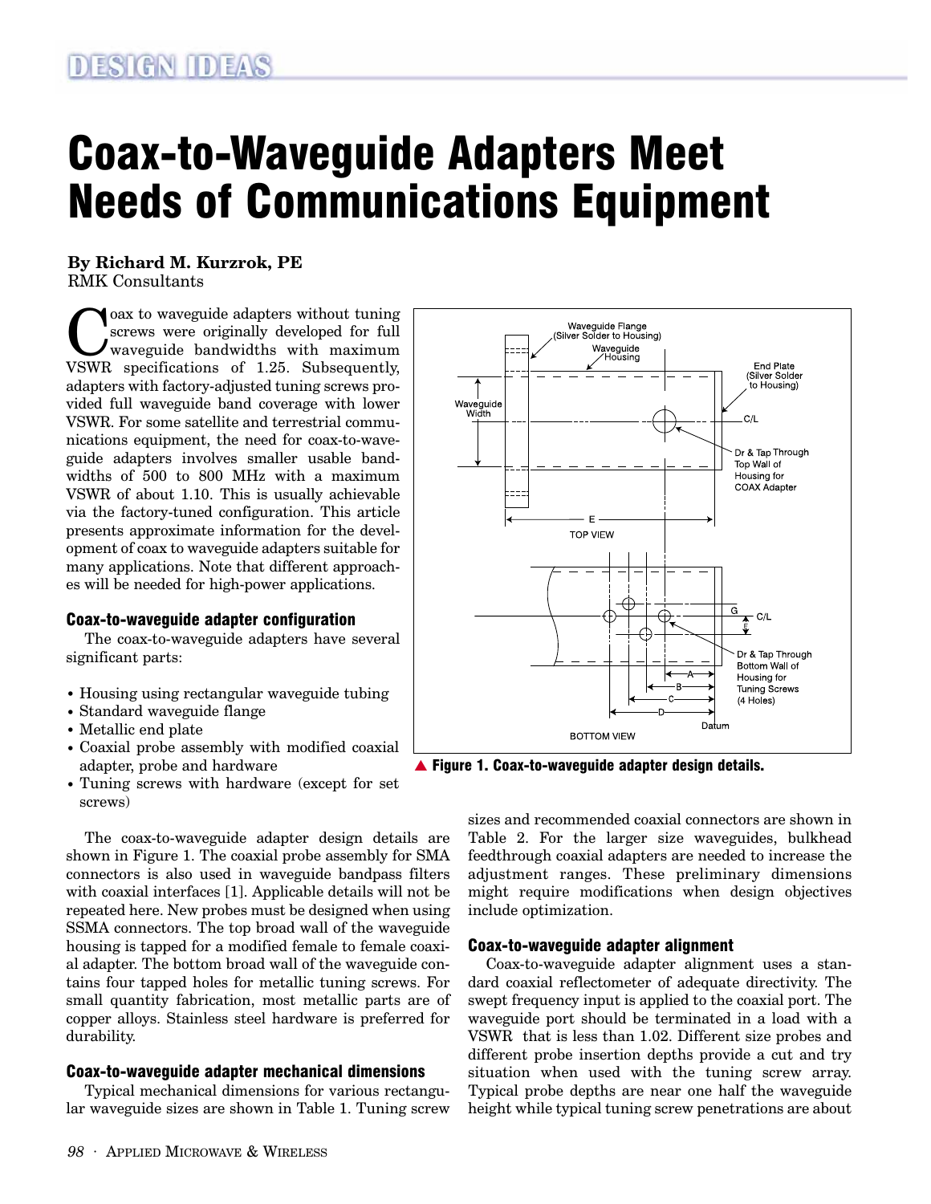# Coax-to-Waveguide Adapters Meet Needs of Communications Equipment

**By Richard M. Kurzrok, PE**
RMK Consultants

Coax to waveguide adapters without tuning screws were originally developed for full waveguide bandwidths with maximum VSWR specifications of 1.25. Subsequently, adapters with factory-adjusted tuning screws provided full waveguide band coverage with lower VSWR. For some satellite and terrestrial communications equipment, the need for coax-to-waveguide adapters involves smaller usable bandwidths of 500 to 800 MHz with a maximum VSWR of about 1.10. This is usually achievable via the factory-tuned configuration. This article presents approximate information for the development of coax to waveguide adapters suitable for many applications. Note that different approaches will be needed for high-power applications.

### Coax-to-waveguide adapter configuration

The coax-to-waveguide adapters have several significant parts:

- Housing using rectangular waveguide tubing
- Standard waveguide flange
- Metallic end plate
- Coaxial probe assembly with modified coaxial adapter, probe and hardware
- Tuning screws with hardware (except for set screws)

▲ **Figure 1. Coax-to-waveguide adapter design details.**

The coax-to-waveguide adapter design details are shown in Figure 1. The coaxial probe assembly for SMA connectors is also used in waveguide bandpass filters with coaxial interfaces [1]. Applicable details will not be repeated here. New probes must be designed when using SSMA connectors. The top broad wall of the waveguide housing is tapped for a modified female to female coaxial adapter. The bottom broad wall of the waveguide contains four tapped holes for metallic tuning screws. For small quantity fabrication, most metallic parts are of copper alloys. Stainless steel hardware is preferred for durability.

### Coax-to-waveguide adapter mechanical dimensions

Typical mechanical dimensions for various rectangular waveguide sizes are shown in Table 1. Tuning screw sizes and recommended coaxial connectors are shown in Table 2. For the larger size waveguides, bulkhead feedthrough coaxial adapters are needed to increase the adjustment ranges. These preliminary dimensions might require modifications when design objectives include optimization.

### Coax-to-waveguide adapter alignment

Coax-to-waveguide adapter alignment uses a standard coaxial reflectometer of adequate directivity. The swept frequency input is applied to the coaxial port. The waveguide port should be terminated in a load with a VSWR that is less than 1.02. Different size probes and different probe insertion depths provide a cut and try situation when used with the tuning screw array. Typical probe depths are near one half the waveguide height while typical tuning screw penetrations are about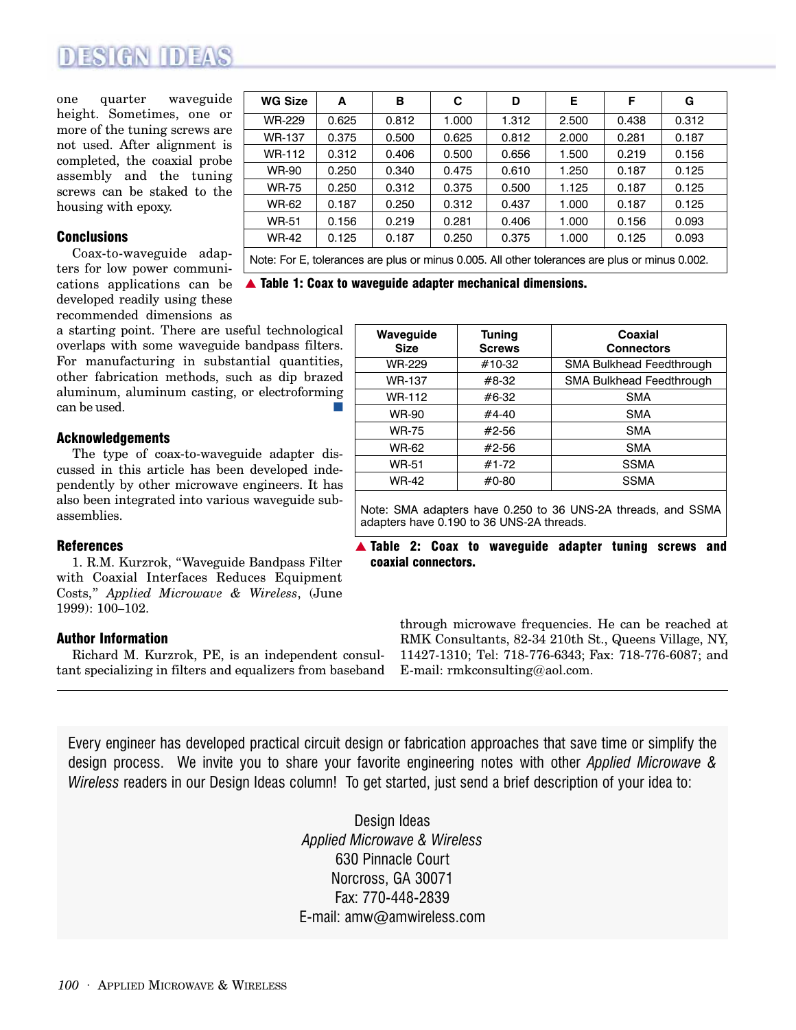one quarter waveguide height. Sometimes, one or more of the tuning screws are not used. After alignment is completed, the coaxial probe assembly and the tuning screws can be staked to the housing with epoxy.

| WG Size | A | B | C | D | E | F | G |
|---|---|---|---|---|---|---|---|
| WR-229 | 0.625 | 0.812 | 1.000 | 1.312 | 2.500 | 0.438 | 0.312 |
| WR-137 | 0.375 | 0.500 | 0.625 | 0.812 | 2.000 | 0.281 | 0.187 |
| WR-112 | 0.312 | 0.406 | 0.500 | 0.656 | 1.500 | 0.219 | 0.156 |
| WR-90 | 0.250 | 0.340 | 0.475 | 0.610 | 1.250 | 0.187 | 0.125 |
| WR-75 | 0.250 | 0.312 | 0.375 | 0.500 | 1.125 | 0.187 | 0.125 |
| WR-62 | 0.187 | 0.250 | 0.312 | 0.437 | 1.000 | 0.187 | 0.125 |
| WR-51 | 0.156 | 0.219 | 0.281 | 0.406 | 1.000 | 0.156 | 0.093 |
| WR-42 | 0.125 | 0.187 | 0.250 | 0.375 | 1.000 | 0.125 | 0.093 |

Note: For E, tolerances are plus or minus 0.005. All other tolerances are plus or minus 0.002.

▲ **Table 1: Coax to waveguide adapter mechanical dimensions.**

## Conclusions

Coax-to-waveguide adapters for low power communications applications can be developed readily using these recommended dimensions as a starting point. There are useful technological overlaps with some waveguide bandpass filters. For manufacturing in substantial quantities, other fabrication methods, such as dip brazed aluminum, aluminum casting, or electroforming can be used. ■

| Waveguide Size | Tuning Screws | Coaxial Connectors |
|---|---|---|
| WR-229 | #10-32 | SMA Bulkhead Feedthrough |
| WR-137 | #8-32 | SMA Bulkhead Feedthrough |
| WR-112 | #6-32 | SMA |
| WR-90 | #4-40 | SMA |
| WR-75 | #2-56 | SMA |
| WR-62 | #2-56 | SMA |
| WR-51 | #1-72 | SSMA |
| WR-42 | #0-80 | SSMA |

Note: SMA adapters have 0.250 to 36 UNS-2A threads, and SSMA adapters have 0.190 to 36 UNS-2A threads.

▲ **Table 2: Coax to waveguide adapter tuning screws and coaxial connectors.**

## Acknowledgements

The type of coax-to-waveguide adapter discussed in this article has been developed independently by other microwave engineers. It has also been integrated into various waveguide subassemblies.

## References

1. R.M. Kurzrok, "Waveguide Bandpass Filter with Coaxial Interfaces Reduces Equipment Costs," *Applied Microwave & Wireless*, (June 1999): 100–102.

## Author Information

Richard M. Kurzrok, PE, is an independent consultant specializing in filters and equalizers from baseband through microwave frequencies. He can be reached at RMK Consultants, 82-34 210th St., Queens Village, NY, 11427-1310; Tel: 718-776-6343; Fax: 718-776-6087; and E-mail: rmkconsulting@aol.com.

---

Every engineer has developed practical circuit design or fabrication approaches that save time or simplify the design process. We invite you to share your favorite engineering notes with other *Applied Microwave & Wireless* readers in our Design Ideas column! To get started, just send a brief description of your idea to:

Design Ideas
*Applied Microwave & Wireless*
630 Pinnacle Court
Norcross, GA 30071
Fax: 770-448-2839
E-mail: amw@amwireless.com